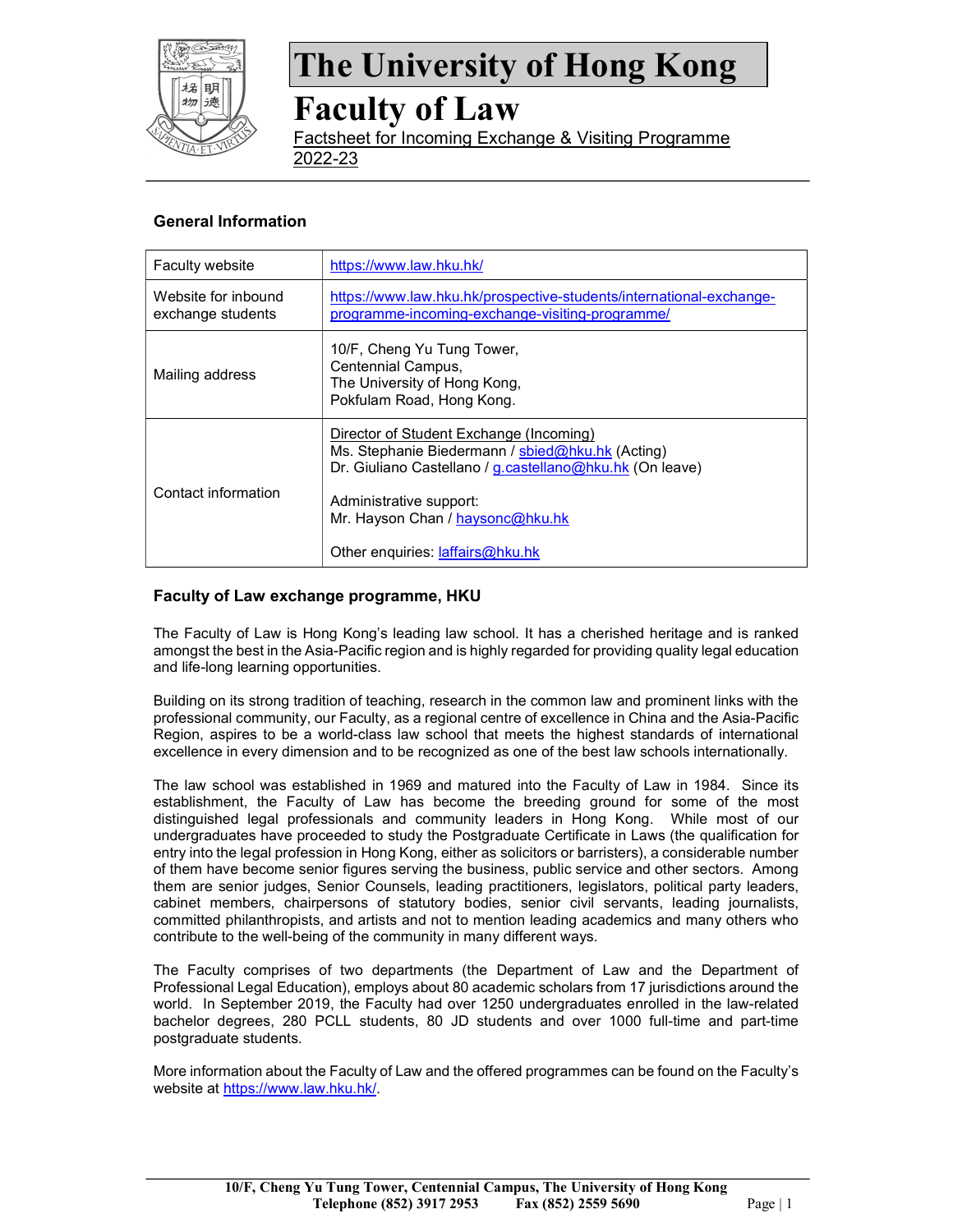# The University of Hong Kong

# Faculty of Law

Factsheet for Incoming Exchange & Visiting Programme 2022-23

## General Information

| | |
|---|---|
| Faculty website | https://www.law.hku.hk/ |
| Website for inbound exchange students | https://www.law.hku.hk/prospective-students/international-exchange-programme-incoming-exchange-visiting-programme/ |
| Mailing address | 10/F, Cheng Yu Tung Tower,<br>Centennial Campus,<br>The University of Hong Kong,<br>Pokfulam Road, Hong Kong. |
| Contact information | Director of Student Exchange (Incoming)<br>Ms. Stephanie Biedermann / sbied@hku.hk (Acting)<br>Dr. Giuliano Castellano / g.castellano@hku.hk (On leave)<br><br>Administrative support:<br>Mr. Hayson Chan / haysonc@hku.hk<br><br>Other enquiries: laffairs@hku.hk |

## Faculty of Law exchange programme, HKU

The Faculty of Law is Hong Kong's leading law school. It has a cherished heritage and is ranked amongst the best in the Asia-Pacific region and is highly regarded for providing quality legal education and life-long learning opportunities.

Building on its strong tradition of teaching, research in the common law and prominent links with the professional community, our Faculty, as a regional centre of excellence in China and the Asia-Pacific Region, aspires to be a world-class law school that meets the highest standards of international excellence in every dimension and to be recognized as one of the best law schools internationally.

The law school was established in 1969 and matured into the Faculty of Law in 1984. Since its establishment, the Faculty of Law has become the breeding ground for some of the most distinguished legal professionals and community leaders in Hong Kong. While most of our undergraduates have proceeded to study the Postgraduate Certificate in Laws (the qualification for entry into the legal profession in Hong Kong, either as solicitors or barristers), a considerable number of them have become senior figures serving the business, public service and other sectors. Among them are senior judges, Senior Counsels, leading practitioners, legislators, political party leaders, cabinet members, chairpersons of statutory bodies, senior civil servants, leading journalists, committed philanthropists, and artists and not to mention leading academics and many others who contribute to the well-being of the community in many different ways.

The Faculty comprises of two departments (the Department of Law and the Department of Professional Legal Education), employs about 80 academic scholars from 17 jurisdictions around the world. In September 2019, the Faculty had over 1250 undergraduates enrolled in the law-related bachelor degrees, 280 PCLL students, 80 JD students and over 1000 full-time and part-time postgraduate students.

More information about the Faculty of Law and the offered programmes can be found on the Faculty's website at https://www.law.hku.hk/.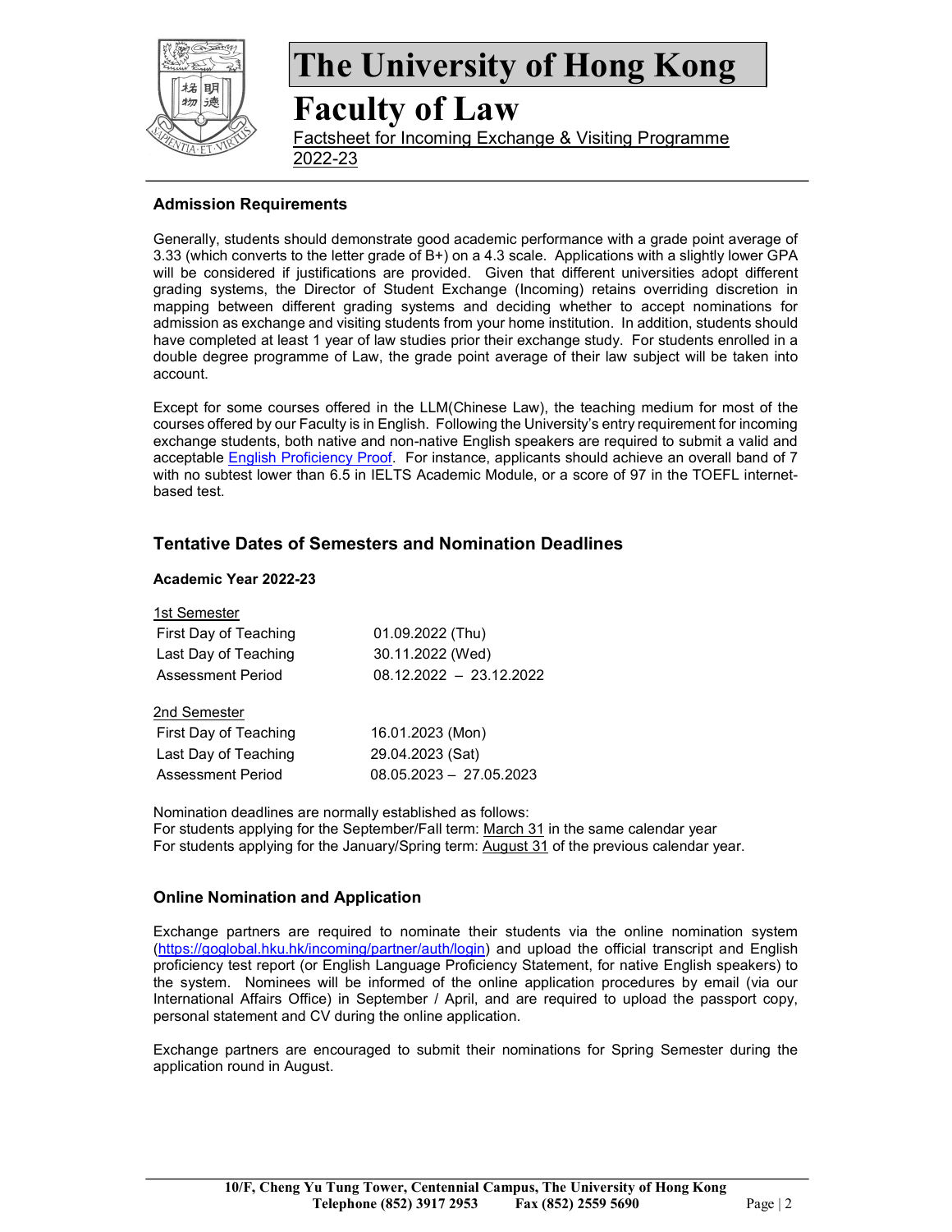# The University of Hong Kong

## Faculty of Law

Factsheet for Incoming Exchange & Visiting Programme 2022-23

### Admission Requirements

Generally, students should demonstrate good academic performance with a grade point average of 3.33 (which converts to the letter grade of B+) on a 4.3 scale. Applications with a slightly lower GPA will be considered if justifications are provided. Given that different universities adopt different grading systems, the Director of Student Exchange (Incoming) retains overriding discretion in mapping between different grading systems and deciding whether to accept nominations for admission as exchange and visiting students from your home institution. In addition, students should have completed at least 1 year of law studies prior their exchange study. For students enrolled in a double degree programme of Law, the grade point average of their law subject will be taken into account.

Except for some courses offered in the LLM(Chinese Law), the teaching medium for most of the courses offered by our Faculty is in English. Following the University's entry requirement for incoming exchange students, both native and non-native English speakers are required to submit a valid and acceptable [English Proficiency Proof](). For instance, applicants should achieve an overall band of 7 with no subtest lower than 6.5 in IELTS Academic Module, or a score of 97 in the TOEFL internet-based test.

### Tentative Dates of Semesters and Nomination Deadlines

**Academic Year 2022-23**

1st Semester

| | |
|---|---|
| First Day of Teaching | 01.09.2022 (Thu) |
| Last Day of Teaching | 30.11.2022 (Wed) |
| Assessment Period | 08.12.2022 – 23.12.2022 |

2nd Semester

| | |
|---|---|
| First Day of Teaching | 16.01.2023 (Mon) |
| Last Day of Teaching | 29.04.2023 (Sat) |
| Assessment Period | 08.05.2023 – 27.05.2023 |

Nomination deadlines are normally established as follows:
For students applying for the September/Fall term: March 31 in the same calendar year
For students applying for the January/Spring term: August 31 of the previous calendar year.

### Online Nomination and Application

Exchange partners are required to nominate their students via the online nomination system (https://goglobal.hku.hk/incoming/partner/auth/login) and upload the official transcript and English proficiency test report (or English Language Proficiency Statement, for native English speakers) to the system. Nominees will be informed of the online application procedures by email (via our International Affairs Office) in September / April, and are required to upload the passport copy, personal statement and CV during the online application.

Exchange partners are encouraged to submit their nominations for Spring Semester during the application round in August.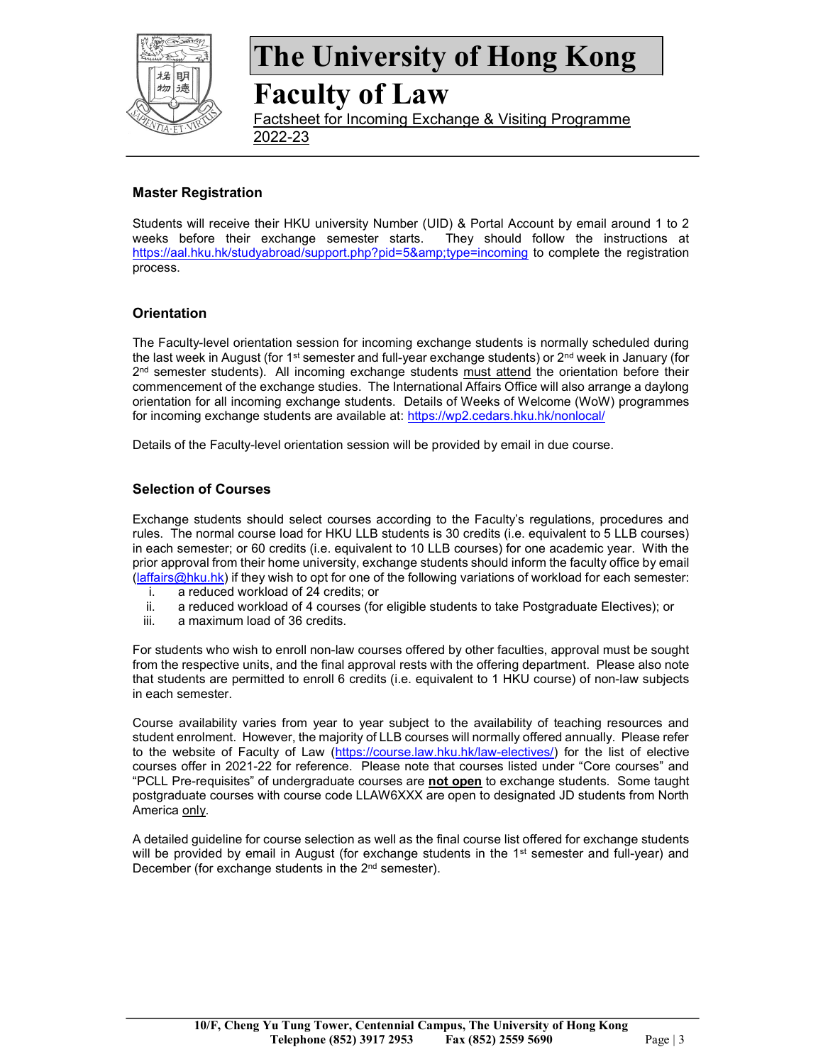# The University of Hong Kong

## Faculty of Law

Factsheet for Incoming Exchange & Visiting Programme 2022-23

### Master Registration

Students will receive their HKU university Number (UID) & Portal Account by email around 1 to 2 weeks before their exchange semester starts. They should follow the instructions at https://aal.hku.hk/studyabroad/support.php?pid=5&amp;type=incoming to complete the registration process.

### Orientation

The Faculty-level orientation session for incoming exchange students is normally scheduled during the last week in August (for 1st semester and full-year exchange students) or 2nd week in January (for 2nd semester students). All incoming exchange students must attend the orientation before their commencement of the exchange studies. The International Affairs Office will also arrange a daylong orientation for all incoming exchange students. Details of Weeks of Welcome (WoW) programmes for incoming exchange students are available at: https://wp2.cedars.hku.hk/nonlocal/

Details of the Faculty-level orientation session will be provided by email in due course.

### Selection of Courses

Exchange students should select courses according to the Faculty's regulations, procedures and rules. The normal course load for HKU LLB students is 30 credits (i.e. equivalent to 5 LLB courses) in each semester; or 60 credits (i.e. equivalent to 10 LLB courses) for one academic year. With the prior approval from their home university, exchange students should inform the faculty office by email (laffairs@hku.hk) if they wish to opt for one of the following variations of workload for each semester:

i. a reduced workload of 24 credits; or
ii. a reduced workload of 4 courses (for eligible students to take Postgraduate Electives); or
iii. a maximum load of 36 credits.

For students who wish to enroll non-law courses offered by other faculties, approval must be sought from the respective units, and the final approval rests with the offering department. Please also note that students are permitted to enroll 6 credits (i.e. equivalent to 1 HKU course) of non-law subjects in each semester.

Course availability varies from year to year subject to the availability of teaching resources and student enrolment. However, the majority of LLB courses will normally offered annually. Please refer to the website of Faculty of Law (https://course.law.hku.hk/law-electives/) for the list of elective courses offer in 2021-22 for reference. Please note that courses listed under "Core courses" and "PCLL Pre-requisites" of undergraduate courses are **not open** to exchange students. Some taught postgraduate courses with course code LLAW6XXX are open to designated JD students from North America only.

A detailed guideline for course selection as well as the final course list offered for exchange students will be provided by email in August (for exchange students in the 1st semester and full-year) and December (for exchange students in the 2nd semester).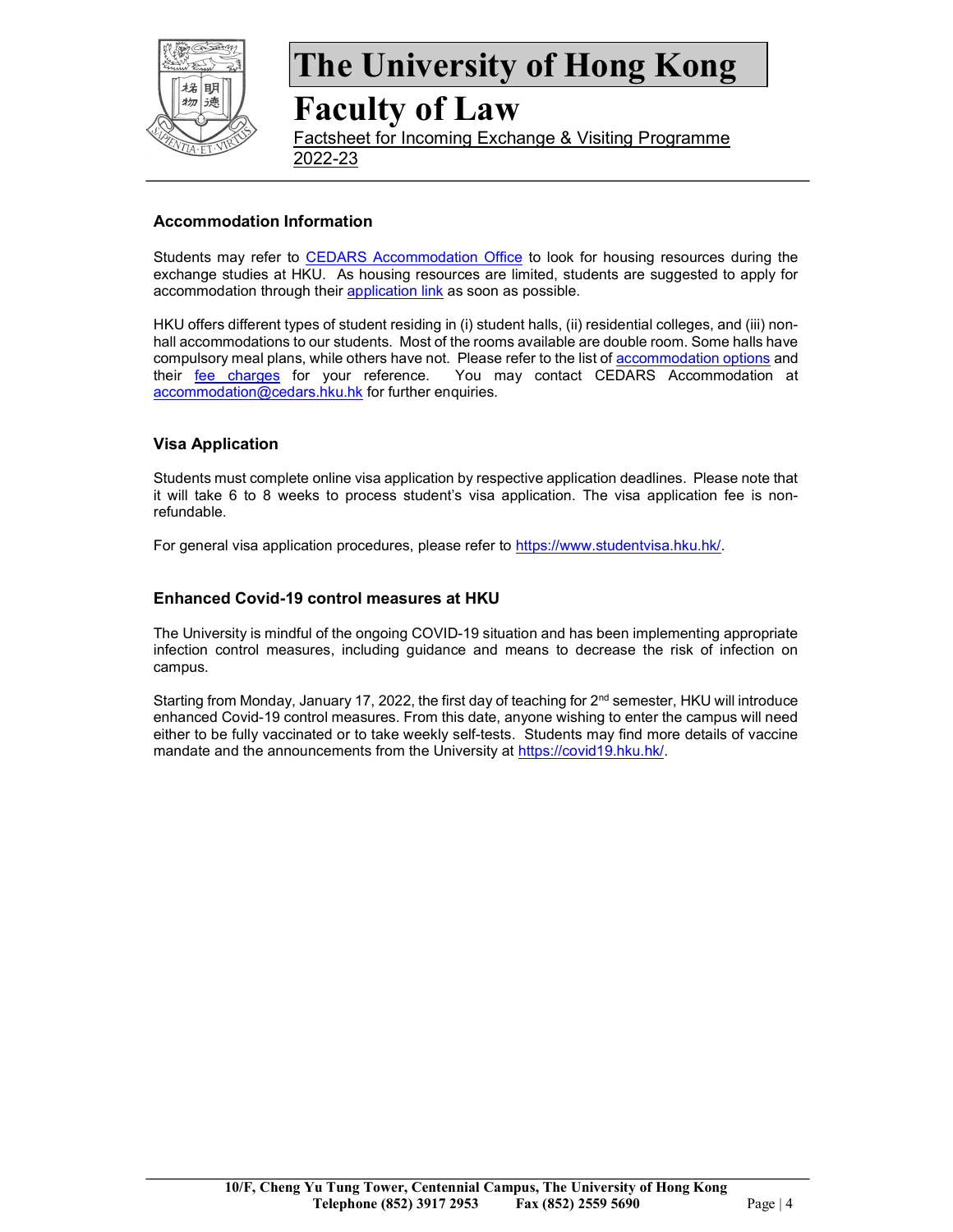## Accommodation Information

Students may refer to CEDARS Accommodation Office to look for housing resources during the exchange studies at HKU. As housing resources are limited, students are suggested to apply for accommodation through their application link as soon as possible.

HKU offers different types of student residing in (i) student halls, (ii) residential colleges, and (iii) non-hall accommodations to our students. Most of the rooms available are double room. Some halls have compulsory meal plans, while others have not. Please refer to the list of accommodation options and their fee charges for your reference. You may contact CEDARS Accommodation at accommodation@cedars.hku.hk for further enquiries.

## Visa Application

Students must complete online visa application by respective application deadlines. Please note that it will take 6 to 8 weeks to process student's visa application. The visa application fee is non-refundable.

For general visa application procedures, please refer to https://www.studentvisa.hku.hk/.

## Enhanced Covid-19 control measures at HKU

The University is mindful of the ongoing COVID-19 situation and has been implementing appropriate infection control measures, including guidance and means to decrease the risk of infection on campus.

Starting from Monday, January 17, 2022, the first day of teaching for 2nd semester, HKU will introduce enhanced Covid-19 control measures. From this date, anyone wishing to enter the campus will need either to be fully vaccinated or to take weekly self-tests. Students may find more details of vaccine mandate and the announcements from the University at https://covid19.hku.hk/.